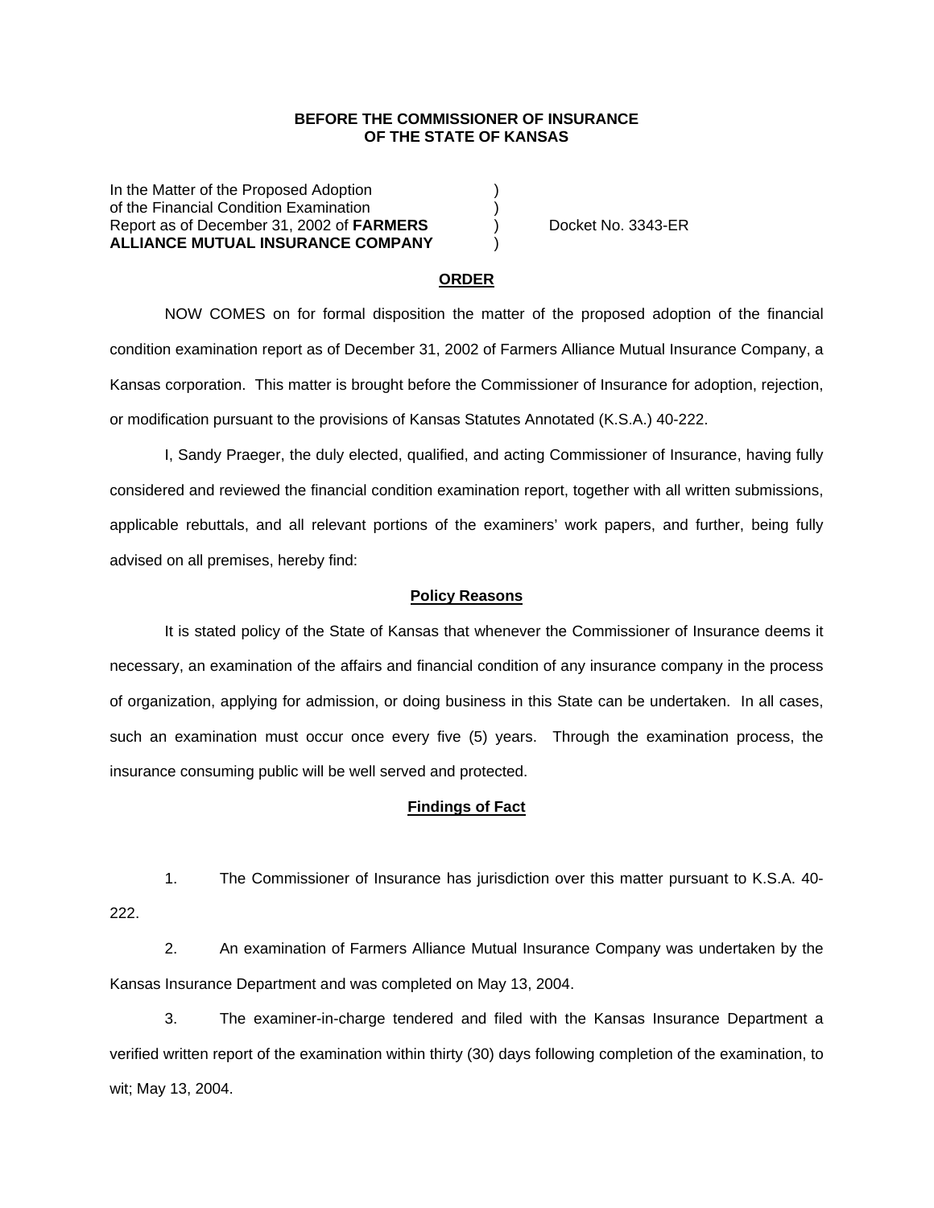**BEFORE THE COMMISSIONER OF INSURANCE**
**OF THE STATE OF KANSAS**

| | | |
|---|---|---|
| In the Matter of the Proposed Adoption of the Financial Condition Examination Report as of December 31, 2002 of **FARMERS ALLIANCE MUTUAL INSURANCE COMPANY** | ) ) ) ) | Docket No. 3343-ER |

**ORDER**

NOW COMES on for formal disposition the matter of the proposed adoption of the financial condition examination report as of December 31, 2002 of Farmers Alliance Mutual Insurance Company, a Kansas corporation. This matter is brought before the Commissioner of Insurance for adoption, rejection, or modification pursuant to the provisions of Kansas Statutes Annotated (K.S.A.) 40-222.

I, Sandy Praeger, the duly elected, qualified, and acting Commissioner of Insurance, having fully considered and reviewed the financial condition examination report, together with all written submissions, applicable rebuttals, and all relevant portions of the examiners' work papers, and further, being fully advised on all premises, hereby find:

**Policy Reasons**

It is stated policy of the State of Kansas that whenever the Commissioner of Insurance deems it necessary, an examination of the affairs and financial condition of any insurance company in the process of organization, applying for admission, or doing business in this State can be undertaken. In all cases, such an examination must occur once every five (5) years. Through the examination process, the insurance consuming public will be well served and protected.

**Findings of Fact**

1. The Commissioner of Insurance has jurisdiction over this matter pursuant to K.S.A. 40-222.

2. An examination of Farmers Alliance Mutual Insurance Company was undertaken by the Kansas Insurance Department and was completed on May 13, 2004.

3. The examiner-in-charge tendered and filed with the Kansas Insurance Department a verified written report of the examination within thirty (30) days following completion of the examination, to wit; May 13, 2004.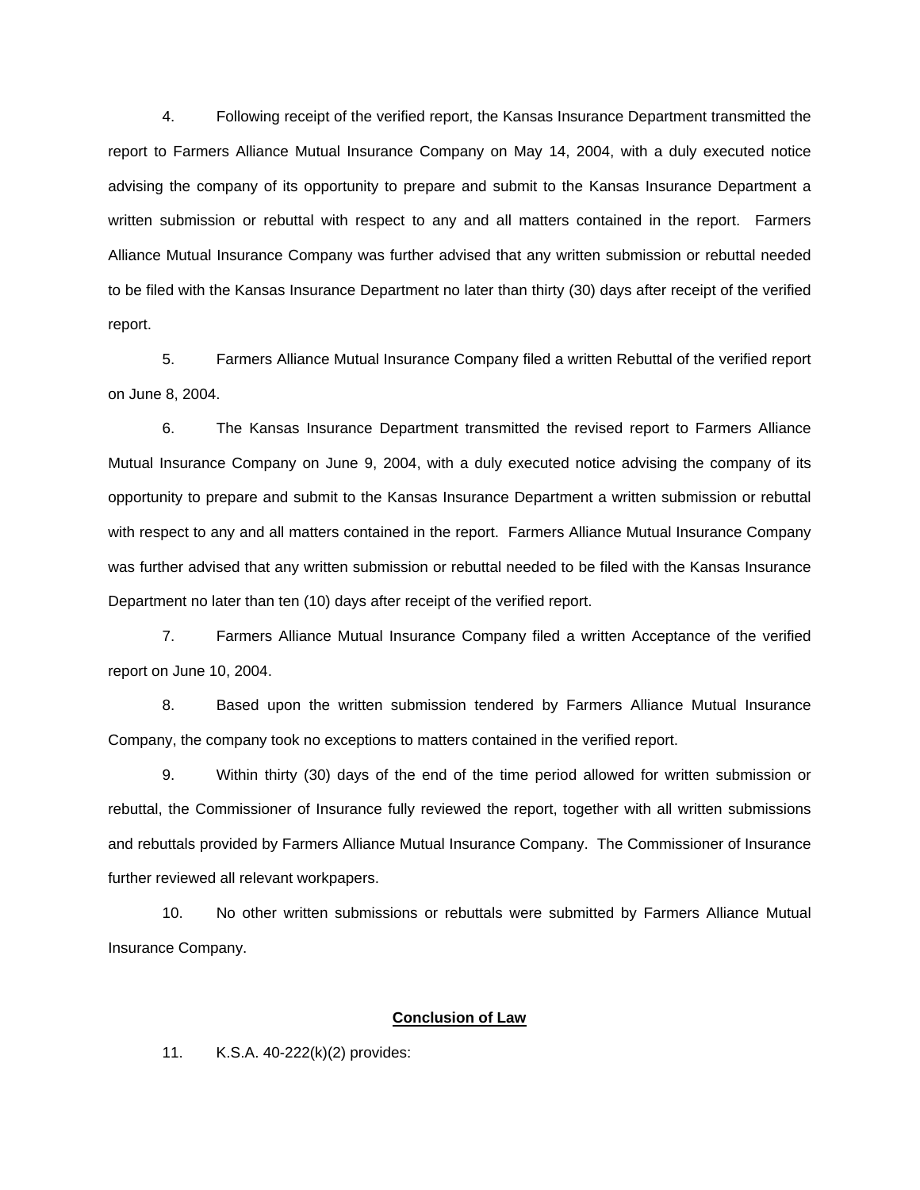4. Following receipt of the verified report, the Kansas Insurance Department transmitted the report to Farmers Alliance Mutual Insurance Company on May 14, 2004, with a duly executed notice advising the company of its opportunity to prepare and submit to the Kansas Insurance Department a written submission or rebuttal with respect to any and all matters contained in the report. Farmers Alliance Mutual Insurance Company was further advised that any written submission or rebuttal needed to be filed with the Kansas Insurance Department no later than thirty (30) days after receipt of the verified report.

5. Farmers Alliance Mutual Insurance Company filed a written Rebuttal of the verified report on June 8, 2004.

6. The Kansas Insurance Department transmitted the revised report to Farmers Alliance Mutual Insurance Company on June 9, 2004, with a duly executed notice advising the company of its opportunity to prepare and submit to the Kansas Insurance Department a written submission or rebuttal with respect to any and all matters contained in the report. Farmers Alliance Mutual Insurance Company was further advised that any written submission or rebuttal needed to be filed with the Kansas Insurance Department no later than ten (10) days after receipt of the verified report.

7. Farmers Alliance Mutual Insurance Company filed a written Acceptance of the verified report on June 10, 2004.

8. Based upon the written submission tendered by Farmers Alliance Mutual Insurance Company, the company took no exceptions to matters contained in the verified report.

9. Within thirty (30) days of the end of the time period allowed for written submission or rebuttal, the Commissioner of Insurance fully reviewed the report, together with all written submissions and rebuttals provided by Farmers Alliance Mutual Insurance Company. The Commissioner of Insurance further reviewed all relevant workpapers.

10. No other written submissions or rebuttals were submitted by Farmers Alliance Mutual Insurance Company.

## **Conclusion of Law**

11. K.S.A. 40-222(k)(2) provides: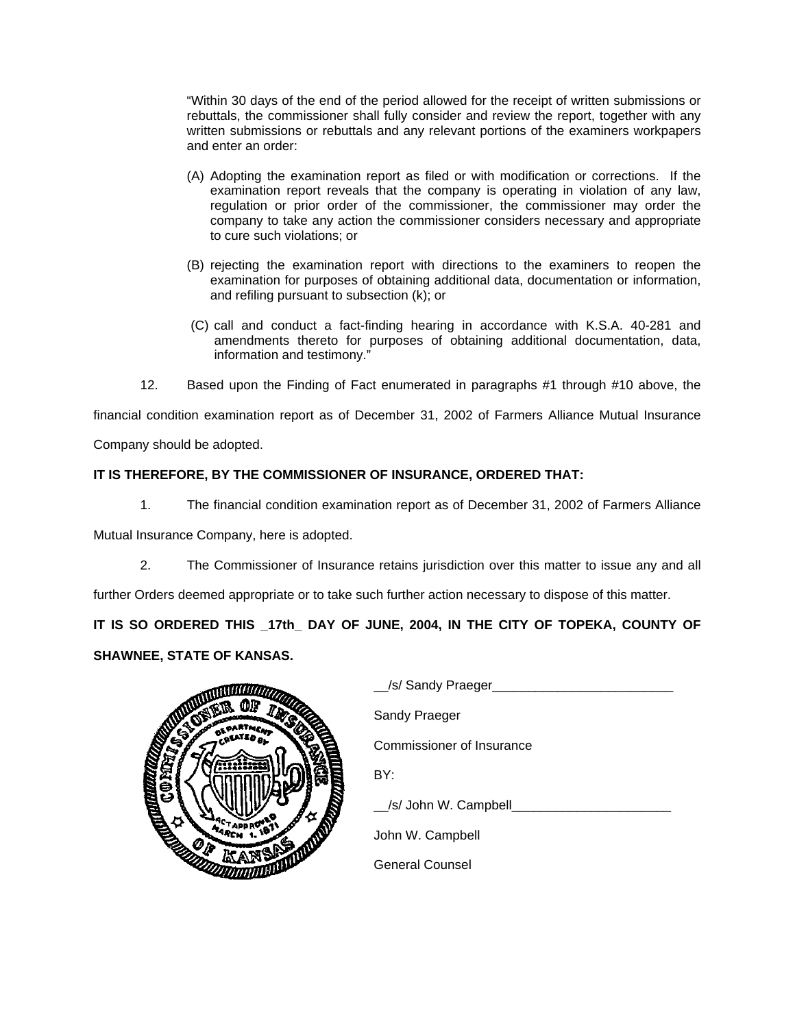"Within 30 days of the end of the period allowed for the receipt of written submissions or rebuttals, the commissioner shall fully consider and review the report, together with any written submissions or rebuttals and any relevant portions of the examiners workpapers and enter an order:

(A) Adopting the examination report as filed or with modification or corrections. If the examination report reveals that the company is operating in violation of any law, regulation or prior order of the commissioner, the commissioner may order the company to take any action the commissioner considers necessary and appropriate to cure such violations; or

(B) rejecting the examination report with directions to the examiners to reopen the examination for purposes of obtaining additional data, documentation or information, and refiling pursuant to subsection (k); or

(C) call and conduct a fact-finding hearing in accordance with K.S.A. 40-281 and amendments thereto for purposes of obtaining additional documentation, data, information and testimony."

12. Based upon the Finding of Fact enumerated in paragraphs #1 through #10 above, the financial condition examination report as of December 31, 2002 of Farmers Alliance Mutual Insurance Company should be adopted.

**IT IS THEREFORE, BY THE COMMISSIONER OF INSURANCE, ORDERED THAT:**

1. The financial condition examination report as of December 31, 2002 of Farmers Alliance Mutual Insurance Company, here is adopted.

2. The Commissioner of Insurance retains jurisdiction over this matter to issue any and all further Orders deemed appropriate or to take such further action necessary to dispose of this matter.

**IT IS SO ORDERED THIS _17th_ DAY OF JUNE, 2004, IN THE CITY OF TOPEKA, COUNTY OF SHAWNEE, STATE OF KANSAS.**

__/s/ Sandy Praeger_________________________

Sandy Praeger

Commissioner of Insurance

BY:

__/s/ John W. Campbell______________________

John W. Campbell

General Counsel